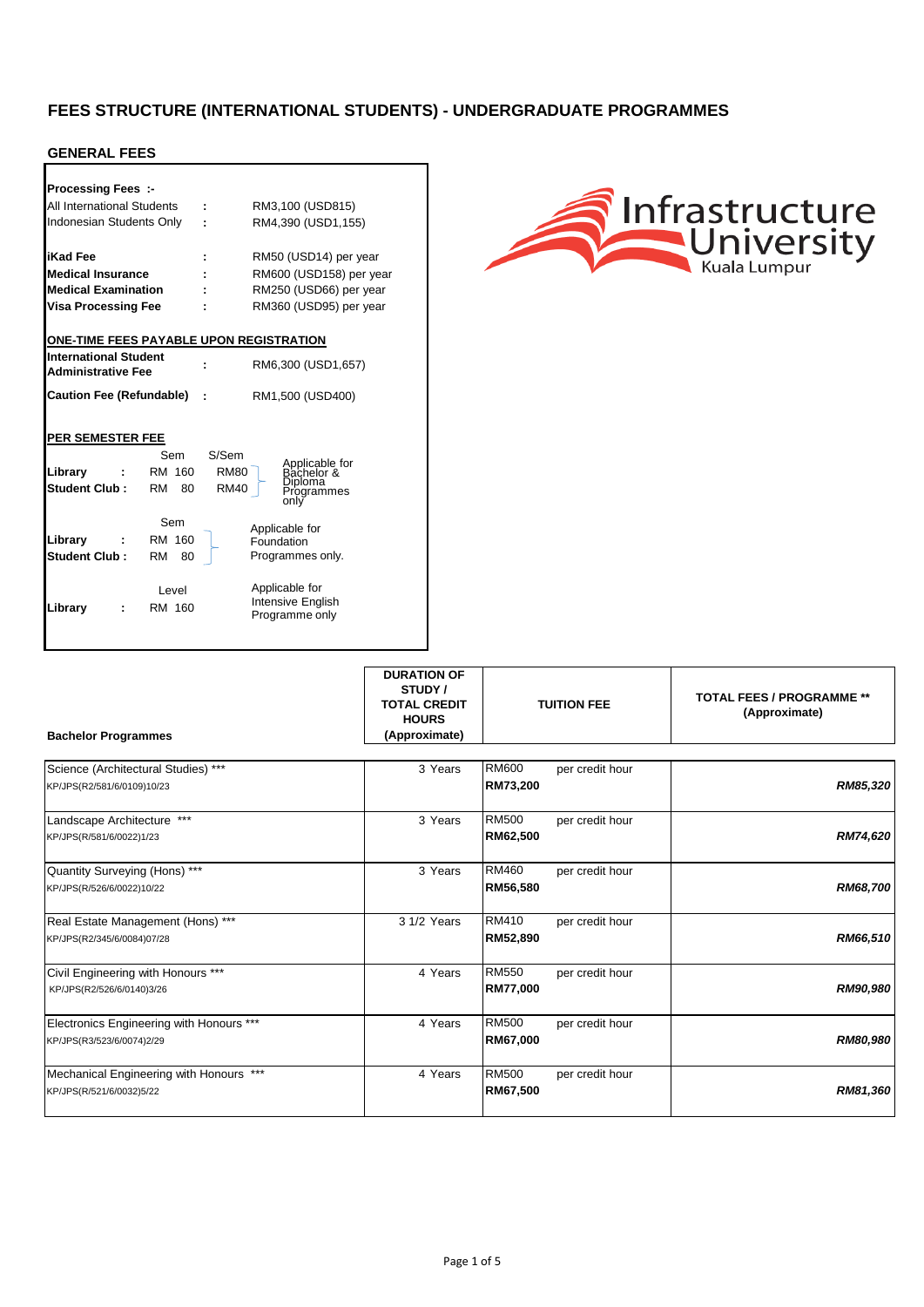# FEES STRUCTURE (INTERNATIONAL STUDENTS) - UNDERGRADUATE PROGRAMMES

## GENERAL FEES

**Processing Fees :-**

| | | |
|---|---|---|
| All International Students | : | RM3,100 (USD815) |
| Indonesian Students Only | : | RM4,390 (USD1,155) |
| **iKad Fee** | : | RM50 (USD14) per year |
| **Medical Insurance** | : | RM600 (USD158) per year |
| **Medical Examination** | : | RM250 (USD66) per year |
| **Visa Processing Fee** | : | RM360 (USD95) per year |

**ONE-TIME FEES PAYABLE UPON REGISTRATION**

| | | |
|---|---|---|
| **International Student Administrative Fee** | : | RM6,300 (USD1,657) |
| **Caution Fee (Refundable)** | : | RM1,500 (USD400) |

**PER SEMESTER FEE**

| | Sem | S/Sem | |
|---|---|---|---|
| **Library :** | RM 160 | RM80 | Applicable for Bachelor & Diploma Programmes only |
| **Student Club :** | RM 80 | RM40 | |

| | Sem | |
|---|---|---|
| **Library :** | RM 160 | Applicable for Foundation Programmes only. |
| **Student Club :** | RM 80 | |

| | Level | |
|---|---|---|
| **Library :** | RM 160 | Applicable for Intensive English Programme only |

| **Bachelor Programmes** | **DURATION OF STUDY / TOTAL CREDIT HOURS (Approximate)** | **TUITION FEE** | **TOTAL FEES / PROGRAMME \*\* (Approximate)** |
|---|---|---|---|
| Science (Architectural Studies) \*\*\*<br>KP/JPS(R2/581/6/0109)10/23 | 3 Years | RM600 per credit hour<br>**RM73,200** | ***RM85,320*** |
| Landscape Architecture \*\*\*<br>KP/JPS(R/581/6/0022)1/23 | 3 Years | RM500 per credit hour<br>**RM62,500** | ***RM74,620*** |
| Quantity Surveying (Hons) \*\*\*<br>KP/JPS(R/526/6/0022)10/22 | 3 Years | RM460 per credit hour<br>**RM56,580** | ***RM68,700*** |
| Real Estate Management (Hons) \*\*\*<br>KP/JPS(R2/345/6/0084)07/28 | 3 1/2 Years | RM410 per credit hour<br>**RM52,890** | ***RM66,510*** |
| Civil Engineering with Honours \*\*\*<br>KP/JPS(R2/526/6/0140)3/26 | 4 Years | RM550 per credit hour<br>**RM77,000** | ***RM90,980*** |
| Electronics Engineering with Honours \*\*\*<br>KP/JPS(R3/523/6/0074)2/29 | 4 Years | RM500 per credit hour<br>**RM67,000** | ***RM80,980*** |
| Mechanical Engineering with Honours \*\*\*<br>KP/JPS(R/521/6/0032)5/22 | 4 Years | RM500 per credit hour<br>**RM67,500** | ***RM81,360*** |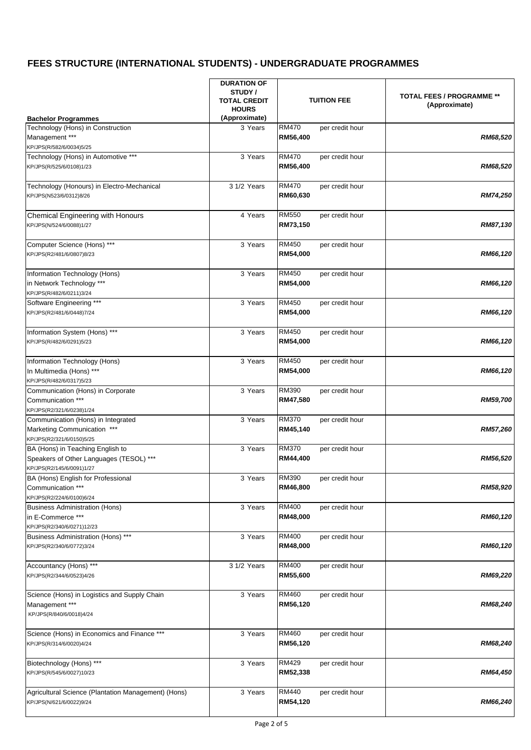## FEES STRUCTURE (INTERNATIONAL STUDENTS) - UNDERGRADUATE PROGRAMMES

| Bachelor Programmes | DURATION OF STUDY / TOTAL CREDIT HOURS (Approximate) | TUITION FEE | | TOTAL FEES / PROGRAMME ** (Approximate) |
|---|---|---|---|---|
| Technology (Hons) in Construction Management ***<br>KP/JPS(R/582/6/0034)5/25 | 3 Years | RM470<br>**RM56,400** | per credit hour | ***RM68,520*** |
| Technology (Hons) in Automotive ***<br>KP/JPS(R/525/6/0108)1/23 | 3 Years | RM470<br>**RM56,400** | per credit hour | ***RM68,520*** |
| Technology (Honours) in Electro-Mechanical<br>KP/JPS(N523/6/0312)8/26 | 3 1/2 Years | RM470<br>**RM60,630** | per credit hour | ***RM74,250*** |
| Chemical Engineering with Honours<br>KP/JPS(N/524/6/0088)1/27 | 4 Years | RM550<br>**RM73,150** | per credit hour | ***RM87,130*** |
| Computer Science (Hons) ***<br>KP/JPS(R2/481/6/0807)8/23 | 3 Years | RM450<br>**RM54,000** | per credit hour | ***RM66,120*** |
| Information Technology (Hons) in Network Technology ***<br>KP/JPS(R/482/6/0211)3/24 | 3 Years | RM450<br>**RM54,000** | per credit hour | ***RM66,120*** |
| Software Engineering ***<br>KP/JPS(R2/481/6/0448)7/24 | 3 Years | RM450<br>**RM54,000** | per credit hour | ***RM66,120*** |
| Information System (Hons) ***<br>KP/JPS(R/482/6/0291)5/23 | 3 Years | RM450<br>**RM54,000** | per credit hour | ***RM66,120*** |
| Information Technology (Hons) In Multimedia (Hons) ***<br>KP/JPS(R/482/6/0317)5/23 | 3 Years | RM450<br>**RM54,000** | per credit hour | ***RM66,120*** |
| Communication (Hons) in Corporate Communication ***<br>KP/JPS(R2/321/6/0238)1/24 | 3 Years | RM390<br>**RM47,580** | per credit hour | ***RM59,700*** |
| Communication (Hons) in Integrated Marketing Communication ***<br>KP/JPS(R2/321/6/0150)5/25 | 3 Years | RM370<br>**RM45,140** | per credit hour | ***RM57,260*** |
| BA (Hons) in Teaching English to Speakers of Other Languages (TESOL) ***<br>KP/JPS(R2/145/6/0091)1/27 | 3 Years | RM370<br>**RM44,400** | per credit hour | ***RM56,520*** |
| BA (Hons) English for Professional Communication ***<br>KP/JPS(R2/224/6/0100)6/24 | 3 Years | RM390<br>**RM46,800** | per credit hour | ***RM58,920*** |
| Business Administration (Hons) in E-Commerce ***<br>KP/JPS(R2/340/6/0271)12/23 | 3 Years | RM400<br>**RM48,000** | per credit hour | ***RM60,120*** |
| Business Administration (Hons) ***<br>KP/JPS(R2/340/6/0772)3/24 | 3 Years | RM400<br>**RM48,000** | per credit hour | ***RM60,120*** |
| Accountancy (Hons) ***<br>KP/JPS(R2/344/6/0523)4/26 | 3 1/2 Years | RM400<br>**RM55,600** | per credit hour | ***RM69,220*** |
| Science (Hons) in Logistics and Supply Chain Management ***<br>KP/JPS(R/840/6/0018)4/24 | 3 Years | RM460<br>**RM56,120** | per credit hour | ***RM68,240*** |
| Science (Hons) in Economics and Finance ***<br>KP/JPS(R/314/6/0020)4/24 | 3 Years | RM460<br>**RM56,120** | per credit hour | ***RM68,240*** |
| Biotechnology (Hons) ***<br>KP/JPS(R/545/6/0027)10/23 | 3 Years | RM429<br>**RM52,338** | per credit hour | ***RM64,450*** |
| Agricultural Science (Plantation Management) (Hons)<br>KP/JPS(N/621/6/0022)9/24 | 3 Years | RM440<br>**RM54,120** | per credit hour | ***RM66,240*** |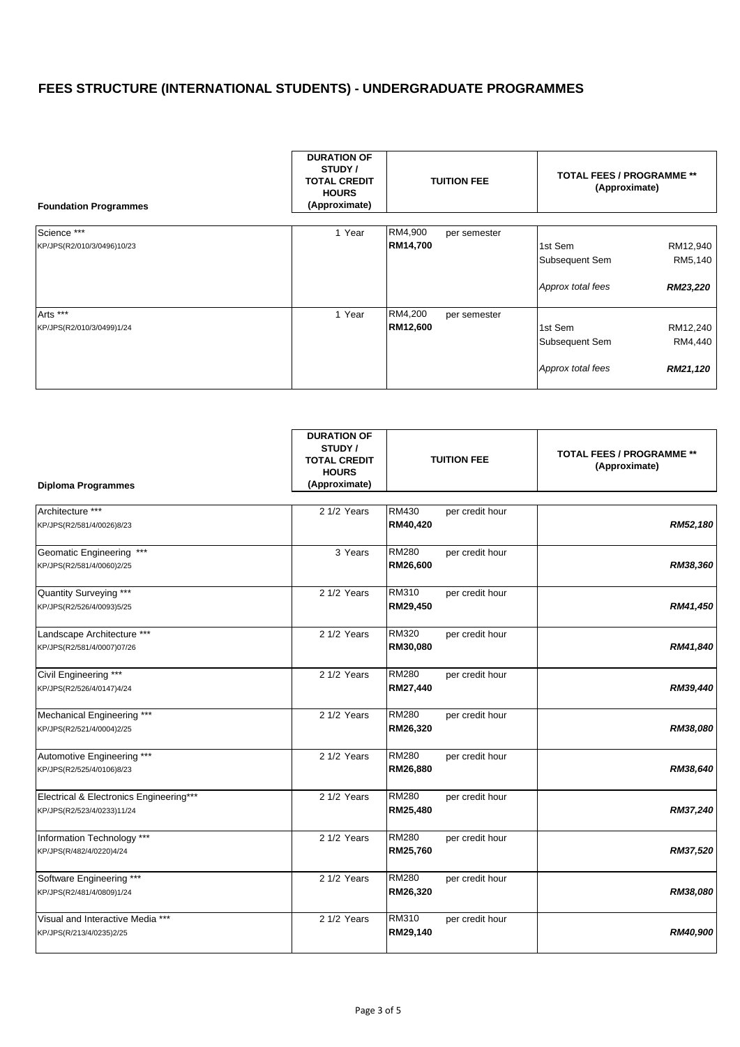# FEES STRUCTURE (INTERNATIONAL STUDENTS) - UNDERGRADUATE PROGRAMMES

| Foundation Programmes | DURATION OF STUDY / TOTAL CREDIT HOURS (Approximate) | TUITION FEE | | TOTAL FEES / PROGRAMME ** (Approximate) | |
|---|---|---|---|---|---|
| Science *** | 1 Year | RM4,900 | per semester | | |
| KP/JPS(R2/010/3/0496)10/23 | | **RM14,700** | | 1st Sem | RM12,940 |
| | | | | Subsequent Sem | RM5,140 |
| | | | | *Approx total fees* | ***RM23,220*** |
| Arts *** | 1 Year | RM4,200 | per semester | | |
| KP/JPS(R2/010/3/0499)1/24 | | **RM12,600** | | 1st Sem | RM12,240 |
| | | | | Subsequent Sem | RM4,440 |
| | | | | *Approx total fees* | ***RM21,120*** |

| Diploma Programmes | DURATION OF STUDY / TOTAL CREDIT HOURS (Approximate) | TUITION FEE | | TOTAL FEES / PROGRAMME ** (Approximate) |
|---|---|---|---|---|
| Architecture ***<br>KP/JPS(R2/581/4/0026)8/23 | 2 1/2 Years | RM430<br>**RM40,420** | per credit hour | ***RM52,180*** |
| Geomatic Engineering ***<br>KP/JPS(R2/581/4/0060)2/25 | 3 Years | RM280<br>**RM26,600** | per credit hour | ***RM38,360*** |
| Quantity Surveying ***<br>KP/JPS(R2/526/4/0093)5/25 | 2 1/2 Years | RM310<br>**RM29,450** | per credit hour | ***RM41,450*** |
| Landscape Architecture ***<br>KP/JPS(R2/581/4/0007)07/26 | 2 1/2 Years | RM320<br>**RM30,080** | per credit hour | ***RM41,840*** |
| Civil Engineering ***<br>KP/JPS(R2/526/4/0147)4/24 | 2 1/2 Years | RM280<br>**RM27,440** | per credit hour | ***RM39,440*** |
| Mechanical Engineering ***<br>KP/JPS(R2/521/4/0004)2/25 | 2 1/2 Years | RM280<br>**RM26,320** | per credit hour | ***RM38,080*** |
| Automotive Engineering ***<br>KP/JPS(R2/525/4/0106)8/23 | 2 1/2 Years | RM280<br>**RM26,880** | per credit hour | ***RM38,640*** |
| Electrical & Electronics Engineering***<br>KP/JPS(R2/523/4/0233)11/24 | 2 1/2 Years | RM280<br>**RM25,480** | per credit hour | ***RM37,240*** |
| Information Technology ***<br>KP/JPS(R/482/4/0220)4/24 | 2 1/2 Years | RM280<br>**RM25,760** | per credit hour | ***RM37,520*** |
| Software Engineering ***<br>KP/JPS(R2/481/4/0809)1/24 | 2 1/2 Years | RM280<br>**RM26,320** | per credit hour | ***RM38,080*** |
| Visual and Interactive Media ***<br>KP/JPS(R/213/4/0235)2/25 | 2 1/2 Years | RM310<br>**RM29,140** | per credit hour | ***RM40,900*** |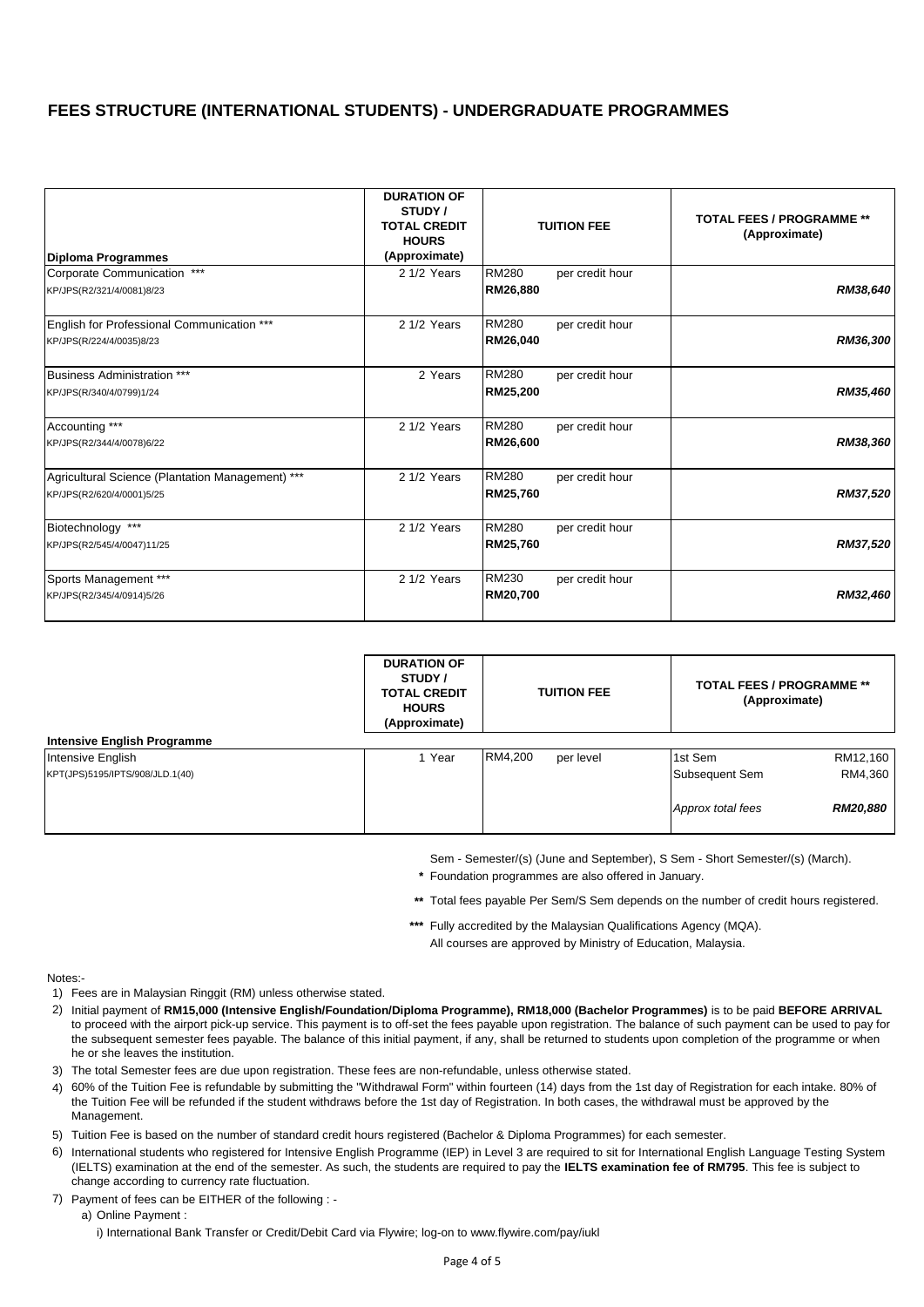## FEES STRUCTURE (INTERNATIONAL STUDENTS) - UNDERGRADUATE PROGRAMMES

| Diploma Programmes | DURATION OF STUDY / TOTAL CREDIT HOURS (Approximate) | TUITION FEE | TOTAL FEES / PROGRAMME ** (Approximate) |
|---|---|---|---|
| Corporate Communication ***<br>KP/JPS(R2/321/4/0081)8/23 | 2 1/2 Years | RM280 per credit hour<br>**RM26,880** | ***RM38,640*** |
| English for Professional Communication ***<br>KP/JPS(R/224/4/0035)8/23 | 2 1/2 Years | RM280 per credit hour<br>**RM26,040** | ***RM36,300*** |
| Business Administration ***<br>KP/JPS(R/340/4/0799)1/24 | 2 Years | RM280 per credit hour<br>**RM25,200** | ***RM35,460*** |
| Accounting ***<br>KP/JPS(R2/344/4/0078)6/22 | 2 1/2 Years | RM280 per credit hour<br>**RM26,600** | ***RM38,360*** |
| Agricultural Science (Plantation Management) ***<br>KP/JPS(R2/620/4/0001)5/25 | 2 1/2 Years | RM280 per credit hour<br>**RM25,760** | ***RM37,520*** |
| Biotechnology ***<br>KP/JPS(R2/545/4/0047)11/25 | 2 1/2 Years | RM280 per credit hour<br>**RM25,760** | ***RM37,520*** |
| Sports Management ***<br>KP/JPS(R2/345/4/0914)5/26 | 2 1/2 Years | RM230 per credit hour<br>**RM20,700** | ***RM32,460*** |

| Intensive English Programme | DURATION OF STUDY / TOTAL CREDIT HOURS (Approximate) | TUITION FEE | TOTAL FEES / PROGRAMME ** (Approximate) | |
|---|---|---|---|---|
| Intensive English<br>KPT(JPS)5195/IPTS/908/JLD.1(40) | 1 Year | RM4,200 per level | 1st Sem | RM12,160 |
| | | | Subsequent Sem | RM4,360 |
| | | | *Approx total fees* | ***RM20,880*** |

Sem - Semester/(s) (June and September), S Sem - Short Semester/(s) (March).

\* Foundation programmes are also offered in January.

\** Total fees payable Per Sem/S Sem depends on the number of credit hours registered.

\*** Fully accredited by the Malaysian Qualifications Agency (MQA).
All courses are approved by Ministry of Education, Malaysia.

Notes:-

1) Fees are in Malaysian Ringgit (RM) unless otherwise stated.
2) Initial payment of **RM15,000 (Intensive English/Foundation/Diploma Programme), RM18,000 (Bachelor Programmes)** is to be paid **BEFORE ARRIVAL** to proceed with the airport pick-up service. This payment is to off-set the fees payable upon registration. The balance of such payment can be used to pay for the subsequent semester fees payable. The balance of this initial payment, if any, shall be returned to students upon completion of the programme or when he or she leaves the institution.
3) The total Semester fees are due upon registration. These fees are non-refundable, unless otherwise stated.
4) 60% of the Tuition Fee is refundable by submitting the "Withdrawal Form" within fourteen (14) days from the 1st day of Registration for each intake. 80% of the Tuition Fee will be refunded if the student withdraws before the 1st day of Registration. In both cases, the withdrawal must be approved by the Management.
5) Tuition Fee is based on the number of standard credit hours registered (Bachelor & Diploma Programmes) for each semester.
6) International students who registered for Intensive English Programme (IEP) in Level 3 are required to sit for International English Language Testing System (IELTS) examination at the end of the semester. As such, the students are required to pay the **IELTS examination fee of RM795**. This fee is subject to change according to currency rate fluctuation.
7) Payment of fees can be EITHER of the following : -
   a) Online Payment :
      i) International Bank Transfer or Credit/Debit Card via Flywire; log-on to www.flywire.com/pay/iukl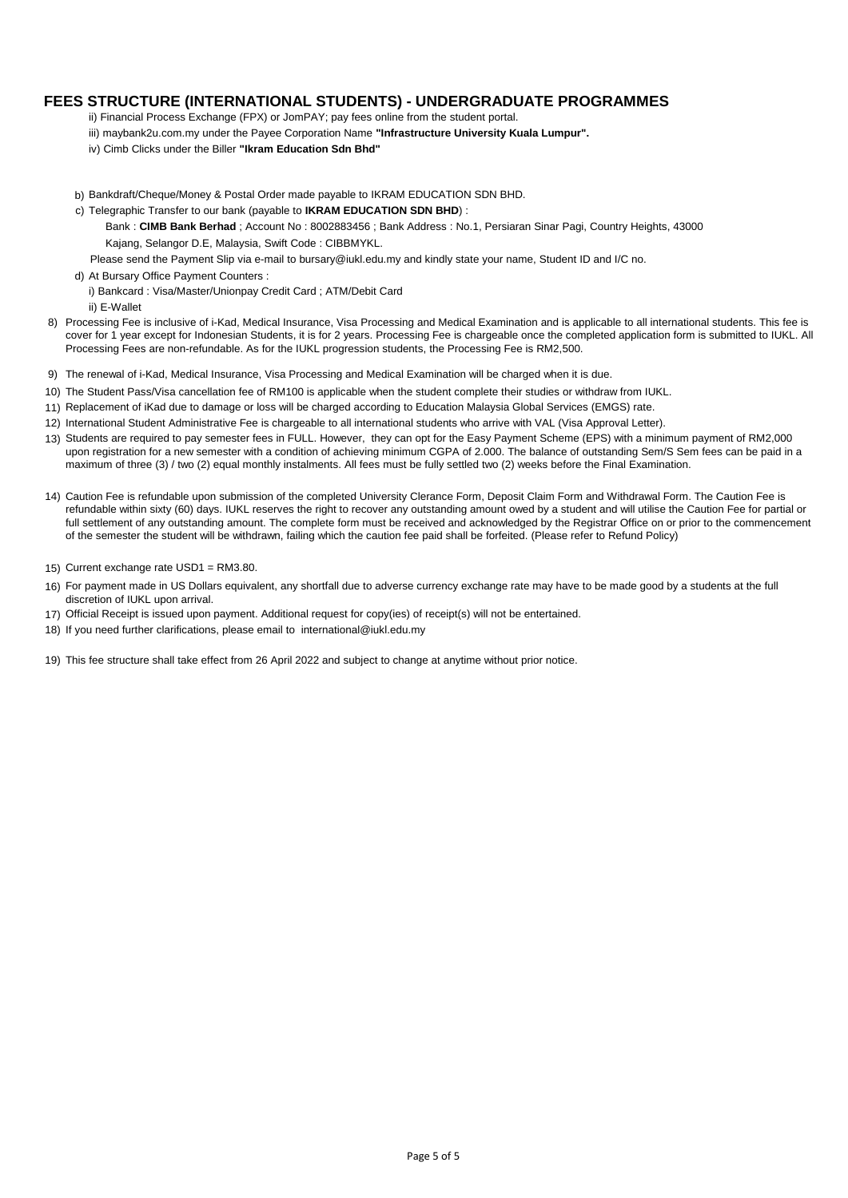# FEES STRUCTURE (INTERNATIONAL STUDENTS) - UNDERGRADUATE PROGRAMMES

ii) Financial Process Exchange (FPX) or JomPAY; pay fees online from the student portal.

iii) maybank2u.com.my under the Payee Corporation Name **"Infrastructure University Kuala Lumpur".**

iv) Cimb Clicks under the Biller **"Ikram Education Sdn Bhd"**

b) Bankdraft/Cheque/Money & Postal Order made payable to IKRAM EDUCATION SDN BHD.

c) Telegraphic Transfer to our bank (payable to **IKRAM EDUCATION SDN BHD**) :

Bank : **CIMB Bank Berhad** ; Account No : 8002883456 ; Bank Address : No.1, Persiaran Sinar Pagi, Country Heights, 43000 Kajang, Selangor D.E, Malaysia, Swift Code : CIBBMYKL.

Please send the Payment Slip via e-mail to bursary@iukl.edu.my and kindly state your name, Student ID and I/C no.

d) At Bursary Office Payment Counters :

i) Bankcard : Visa/Master/Unionpay Credit Card ; ATM/Debit Card

ii) E-Wallet

8) Processing Fee is inclusive of i-Kad, Medical Insurance, Visa Processing and Medical Examination and is applicable to all international students. This fee is cover for 1 year except for Indonesian Students, it is for 2 years. Processing Fee is chargeable once the completed application form is submitted to IUKL. All Processing Fees are non-refundable. As for the IUKL progression students, the Processing Fee is RM2,500.

9) The renewal of i-Kad, Medical Insurance, Visa Processing and Medical Examination will be charged when it is due.

10) The Student Pass/Visa cancellation fee of RM100 is applicable when the student complete their studies or withdraw from IUKL.

11) Replacement of iKad due to damage or loss will be charged according to Education Malaysia Global Services (EMGS) rate.

12) International Student Administrative Fee is chargeable to all international students who arrive with VAL (Visa Approval Letter).

13) Students are required to pay semester fees in FULL. However, they can opt for the Easy Payment Scheme (EPS) with a minimum payment of RM2,000 upon registration for a new semester with a condition of achieving minimum CGPA of 2.000. The balance of outstanding Sem/S Sem fees can be paid in a maximum of three (3) / two (2) equal monthly instalments. All fees must be fully settled two (2) weeks before the Final Examination.

14) Caution Fee is refundable upon submission of the completed University Clerance Form, Deposit Claim Form and Withdrawal Form. The Caution Fee is refundable within sixty (60) days. IUKL reserves the right to recover any outstanding amount owed by a student and will utilise the Caution Fee for partial or full settlement of any outstanding amount. The complete form must be received and acknowledged by the Registrar Office on or prior to the commencement of the semester the student will be withdrawn, failing which the caution fee paid shall be forfeited. (Please refer to Refund Policy)

15) Current exchange rate USD1 = RM3.80.

16) For payment made in US Dollars equivalent, any shortfall due to adverse currency exchange rate may have to be made good by a students at the full discretion of IUKL upon arrival.

17) Official Receipt is issued upon payment. Additional request for copy(ies) of receipt(s) will not be entertained.

18) If you need further clarifications, please email to international@iukl.edu.my

19) This fee structure shall take effect from 26 April 2022 and subject to change at anytime without prior notice.